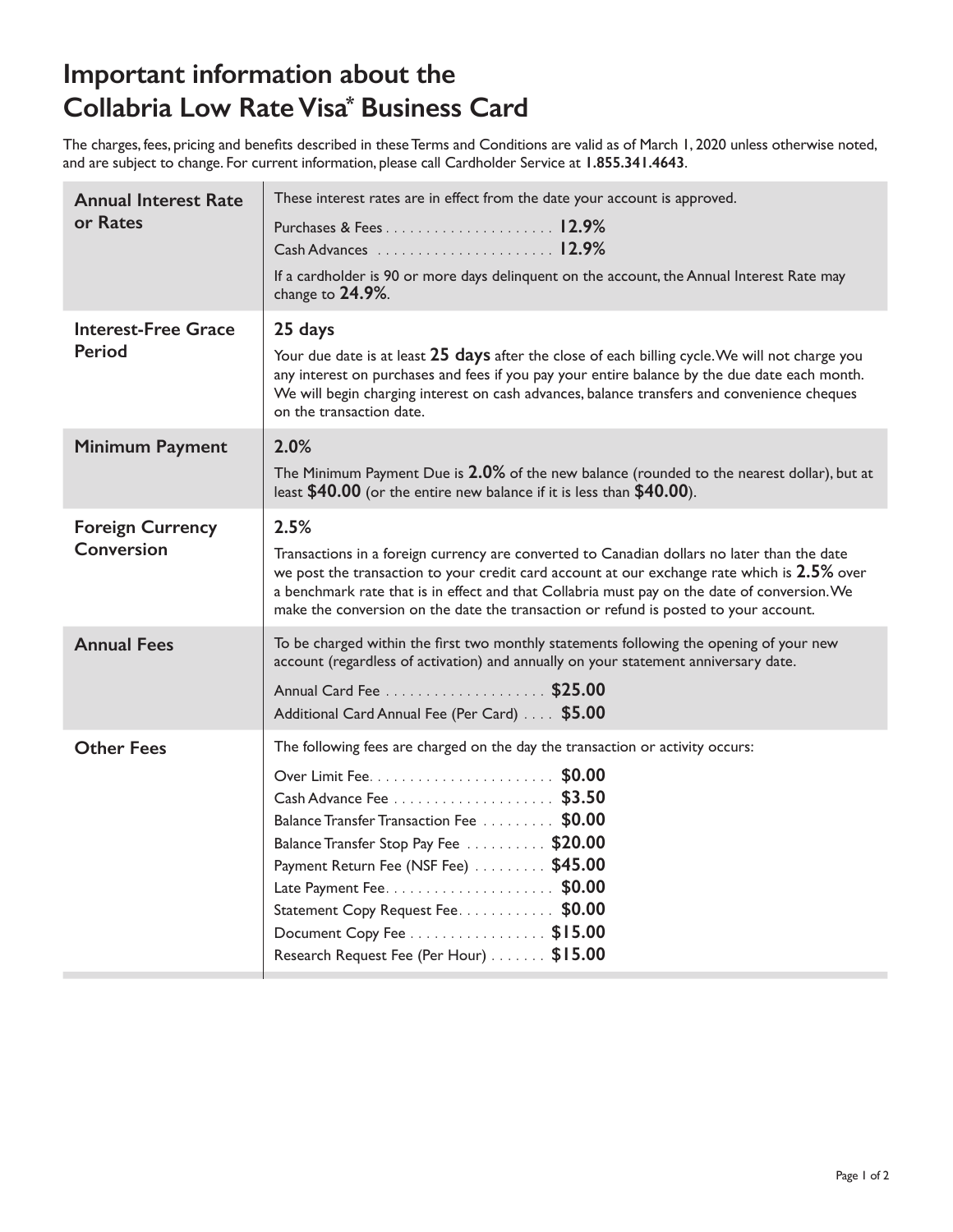# Important information about the Collabria Low Rate Visa* Business Card

The charges, fees, pricing and benefits described in these Terms and Conditions are valid as of March 1, 2020 unless otherwise noted, and are subject to change. For current information, please call Cardholder Service at **1.855.341.4643**.

| | |
|---|---|
| **Annual Interest Rate or Rates** | These interest rates are in effect from the date your account is approved.<br><br>Purchases & Fees .................... **12.9%**<br>Cash Advances ...................... **12.9%**<br><br>If a cardholder is 90 or more days delinquent on the account, the Annual Interest Rate may change to **24.9%**. |
| **Interest-Free Grace Period** | **25 days**<br><br>Your due date is at least **25 days** after the close of each billing cycle. We will not charge you any interest on purchases and fees if you pay your entire balance by the due date each month. We will begin charging interest on cash advances, balance transfers and convenience cheques on the transaction date. |
| **Minimum Payment** | **2.0%**<br><br>The Minimum Payment Due is **2.0%** of the new balance (rounded to the nearest dollar), but at least **$40.00** (or the entire new balance if it is less than **$40.00**). |
| **Foreign Currency Conversion** | **2.5%**<br><br>Transactions in a foreign currency are converted to Canadian dollars no later than the date we post the transaction to your credit card account at our exchange rate which is **2.5%** over a benchmark rate that is in effect and that Collabria must pay on the date of conversion. We make the conversion on the date the transaction or refund is posted to your account. |
| **Annual Fees** | To be charged within the first two monthly statements following the opening of your new account (regardless of activation) and annually on your statement anniversary date.<br><br>Annual Card Fee .................... **$25.00**<br>Additional Card Annual Fee (Per Card) .... **$5.00** |
| **Other Fees** | The following fees are charged on the day the transaction or activity occurs:<br><br>Over Limit Fee....................... **$0.00**<br>Cash Advance Fee .................... **$3.50**<br>Balance Transfer Transaction Fee ......... **$0.00**<br>Balance Transfer Stop Pay Fee .......... **$20.00**<br>Payment Return Fee (NSF Fee) ......... **$45.00**<br>Late Payment Fee..................... **$0.00**<br>Statement Copy Request Fee............ **$0.00**<br>Document Copy Fee ................. **$15.00**<br>Research Request Fee (Per Hour) ....... **$15.00** |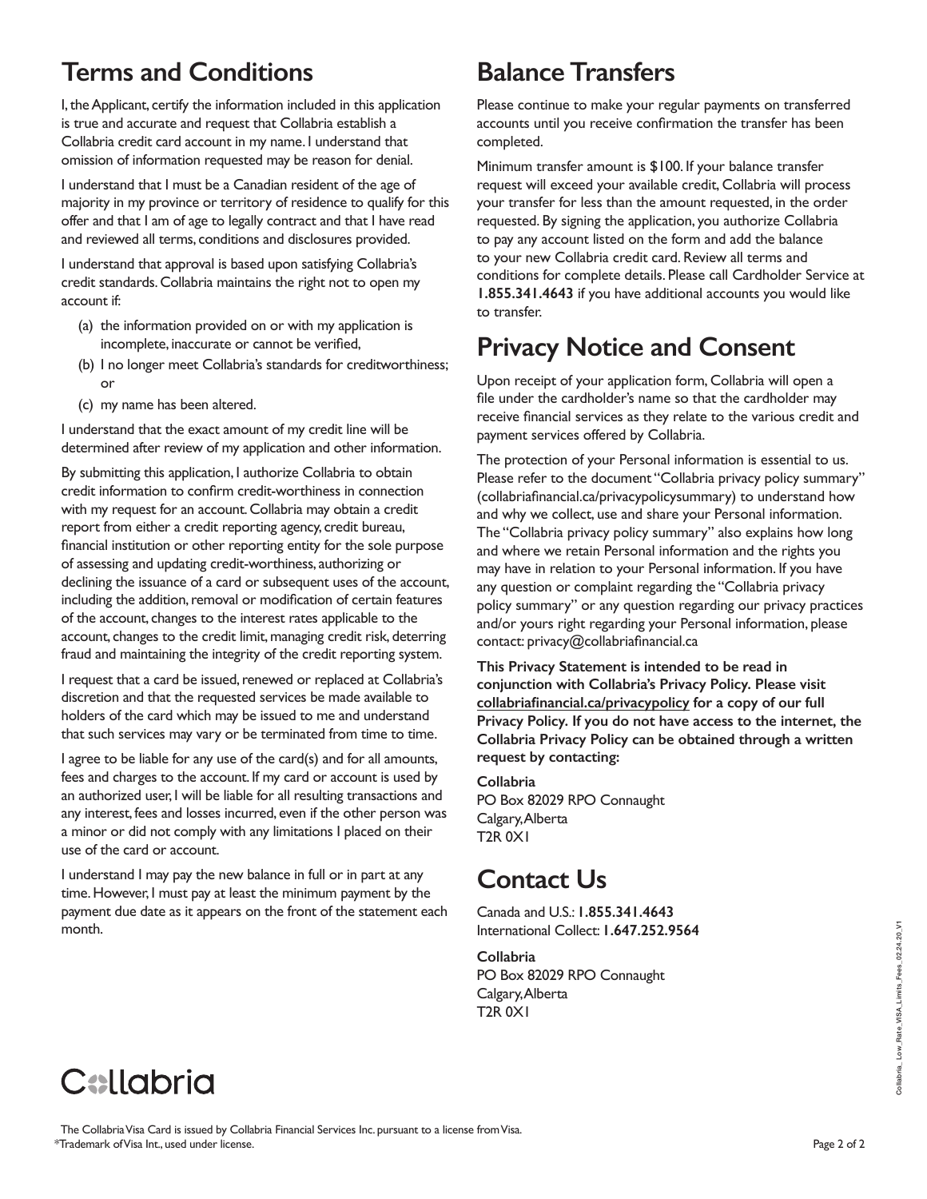## Terms and Conditions

I, the Applicant, certify the information included in this application is true and accurate and request that Collabria establish a Collabria credit card account in my name. I understand that omission of information requested may be reason for denial.

I understand that I must be a Canadian resident of the age of majority in my province or territory of residence to qualify for this offer and that I am of age to legally contract and that I have read and reviewed all terms, conditions and disclosures provided.

I understand that approval is based upon satisfying Collabria's credit standards. Collabria maintains the right not to open my account if:

(a) the information provided on or with my application is incomplete, inaccurate or cannot be verified,

(b) I no longer meet Collabria's standards for creditworthiness; or

(c) my name has been altered.

I understand that the exact amount of my credit line will be determined after review of my application and other information.

By submitting this application, I authorize Collabria to obtain credit information to confirm credit-worthiness in connection with my request for an account. Collabria may obtain a credit report from either a credit reporting agency, credit bureau, financial institution or other reporting entity for the sole purpose of assessing and updating credit-worthiness, authorizing or declining the issuance of a card or subsequent uses of the account, including the addition, removal or modification of certain features of the account, changes to the interest rates applicable to the account, changes to the credit limit, managing credit risk, deterring fraud and maintaining the integrity of the credit reporting system.

I request that a card be issued, renewed or replaced at Collabria's discretion and that the requested services be made available to holders of the card which may be issued to me and understand that such services may vary or be terminated from time to time.

I agree to be liable for any use of the card(s) and for all amounts, fees and charges to the account. If my card or account is used by an authorized user, I will be liable for all resulting transactions and any interest, fees and losses incurred, even if the other person was a minor or did not comply with any limitations I placed on their use of the card or account.

I understand I may pay the new balance in full or in part at any time. However, I must pay at least the minimum payment by the payment due date as it appears on the front of the statement each month.

## Balance Transfers

Please continue to make your regular payments on transferred accounts until you receive confirmation the transfer has been completed.

Minimum transfer amount is $100. If your balance transfer request will exceed your available credit, Collabria will process your transfer for less than the amount requested, in the order requested. By signing the application, you authorize Collabria to pay any account listed on the form and add the balance to your new Collabria credit card. Review all terms and conditions for complete details. Please call Cardholder Service at **1.855.341.4643** if you have additional accounts you would like to transfer.

## Privacy Notice and Consent

Upon receipt of your application form, Collabria will open a file under the cardholder's name so that the cardholder may receive financial services as they relate to the various credit and payment services offered by Collabria.

The protection of your Personal information is essential to us. Please refer to the document "Collabria privacy policy summary" (collabriafinancial.ca/privacypolicysummary) to understand how and why we collect, use and share your Personal information. The "Collabria privacy policy summary" also explains how long and where we retain Personal information and the rights you may have in relation to your Personal information. If you have any question or complaint regarding the "Collabria privacy policy summary" or any question regarding our privacy practices and/or yours right regarding your Personal information, please contact: privacy@collabriafinancial.ca

**This Privacy Statement is intended to be read in conjunction with Collabria's Privacy Policy. Please visit collabriafinancial.ca/privacypolicy for a copy of our full Privacy Policy. If you do not have access to the internet, the Collabria Privacy Policy can be obtained through a written request by contacting:**

**Collabria**
PO Box 82029 RPO Connaught
Calgary, Alberta
T2R 0X1

## Contact Us

Canada and U.S.: **1.855.341.4643**
International Collect: **1.647.252.9564**

**Collabria**
PO Box 82029 RPO Connaught
Calgary, Alberta
T2R 0X1

Collabria

The Collabria Visa Card is issued by Collabria Financial Services Inc. pursuant to a license from Visa.
*Trademark of Visa Int., used under license.

Collabria_Low_Rate_VISA_Limits_Fees_02.24.20_V1